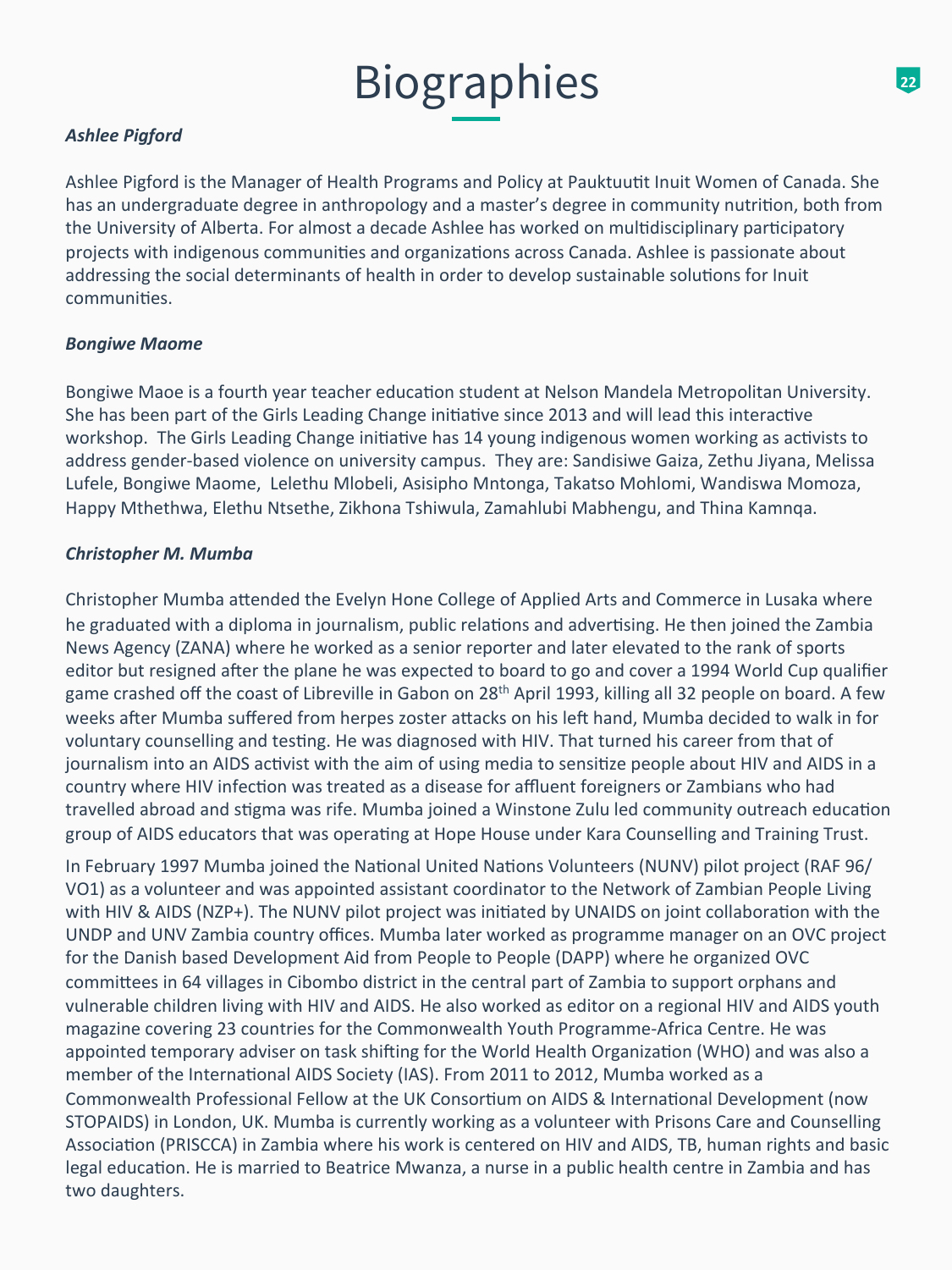# Biographies

***Ashlee Pigford***

Ashlee Pigford is the Manager of Health Programs and Policy at Pauktuutit Inuit Women of Canada. She has an undergraduate degree in anthropology and a master's degree in community nutrition, both from the University of Alberta. For almost a decade Ashlee has worked on multidisciplinary participatory projects with indigenous communities and organizations across Canada. Ashlee is passionate about addressing the social determinants of health in order to develop sustainable solutions for Inuit communities.

***Bongiwe Maome***

Bongiwe Maoe is a fourth year teacher education student at Nelson Mandela Metropolitan University. She has been part of the Girls Leading Change initiative since 2013 and will lead this interactive workshop. The Girls Leading Change initiative has 14 young indigenous women working as activists to address gender-based violence on university campus. They are: Sandisiwe Gaiza, Zethu Jiyana, Melissa Lufele, Bongiwe Maome, Lelethu Mlobeli, Asisipho Mntonga, Takatso Mohlomi, Wandiswa Momoza, Happy Mthethwa, Elethu Ntsethe, Zikhona Tshiwula, Zamahlubi Mabhengu, and Thina Kamnqa.

***Christopher M. Mumba***

Christopher Mumba attended the Evelyn Hone College of Applied Arts and Commerce in Lusaka where he graduated with a diploma in journalism, public relations and advertising. He then joined the Zambia News Agency (ZANA) where he worked as a senior reporter and later elevated to the rank of sports editor but resigned after the plane he was expected to board to go and cover a 1994 World Cup qualifier game crashed off the coast of Libreville in Gabon on 28th April 1993, killing all 32 people on board. A few weeks after Mumba suffered from herpes zoster attacks on his left hand, Mumba decided to walk in for voluntary counselling and testing. He was diagnosed with HIV. That turned his career from that of journalism into an AIDS activist with the aim of using media to sensitize people about HIV and AIDS in a country where HIV infection was treated as a disease for affluent foreigners or Zambians who had travelled abroad and stigma was rife. Mumba joined a Winstone Zulu led community outreach education group of AIDS educators that was operating at Hope House under Kara Counselling and Training Trust.

In February 1997 Mumba joined the National United Nations Volunteers (NUNV) pilot project (RAF 96/VO1) as a volunteer and was appointed assistant coordinator to the Network of Zambian People Living with HIV & AIDS (NZP+). The NUNV pilot project was initiated by UNAIDS on joint collaboration with the UNDP and UNV Zambia country offices. Mumba later worked as programme manager on an OVC project for the Danish based Development Aid from People to People (DAPP) where he organized OVC committees in 64 villages in Cibombo district in the central part of Zambia to support orphans and vulnerable children living with HIV and AIDS. He also worked as editor on a regional HIV and AIDS youth magazine covering 23 countries for the Commonwealth Youth Programme-Africa Centre. He was appointed temporary adviser on task shifting for the World Health Organization (WHO) and was also a member of the International AIDS Society (IAS). From 2011 to 2012, Mumba worked as a Commonwealth Professional Fellow at the UK Consortium on AIDS & International Development (now STOPAIDS) in London, UK. Mumba is currently working as a volunteer with Prisons Care and Counselling Association (PRISCCA) in Zambia where his work is centered on HIV and AIDS, TB, human rights and basic legal education. He is married to Beatrice Mwanza, a nurse in a public health centre in Zambia and has two daughters.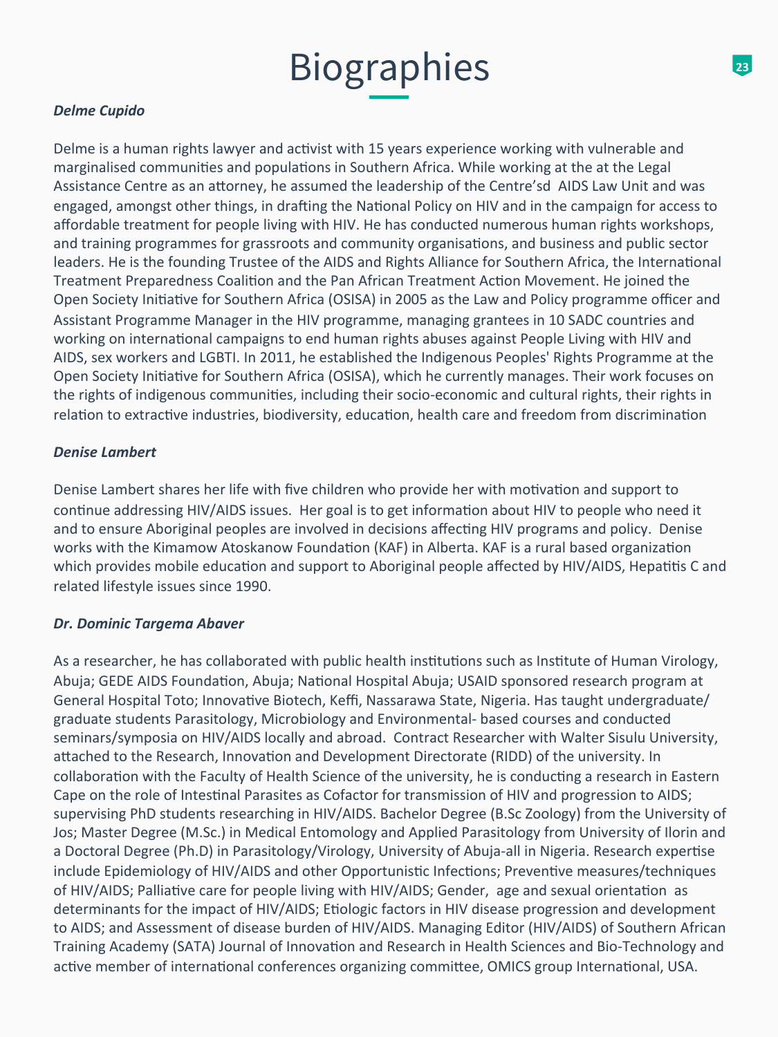# Biographies

***Delme Cupido***

Delme is a human rights lawyer and activist with 15 years experience working with vulnerable and marginalised communities and populations in Southern Africa. While working at the at the Legal Assistance Centre as an attorney, he assumed the leadership of the Centre'sd AIDS Law Unit and was engaged, amongst other things, in drafting the National Policy on HIV and in the campaign for access to affordable treatment for people living with HIV. He has conducted numerous human rights workshops, and training programmes for grassroots and community organisations, and business and public sector leaders. He is the founding Trustee of the AIDS and Rights Alliance for Southern Africa, the International Treatment Preparedness Coalition and the Pan African Treatment Action Movement. He joined the Open Society Initiative for Southern Africa (OSISA) in 2005 as the Law and Policy programme officer and Assistant Programme Manager in the HIV programme, managing grantees in 10 SADC countries and working on international campaigns to end human rights abuses against People Living with HIV and AIDS, sex workers and LGBTI. In 2011, he established the Indigenous Peoples' Rights Programme at the Open Society Initiative for Southern Africa (OSISA), which he currently manages. Their work focuses on the rights of indigenous communities, including their socio-economic and cultural rights, their rights in relation to extractive industries, biodiversity, education, health care and freedom from discrimination

***Denise Lambert***

Denise Lambert shares her life with five children who provide her with motivation and support to continue addressing HIV/AIDS issues. Her goal is to get information about HIV to people who need it and to ensure Aboriginal peoples are involved in decisions affecting HIV programs and policy. Denise works with the Kimamow Atoskanow Foundation (KAF) in Alberta. KAF is a rural based organization which provides mobile education and support to Aboriginal people affected by HIV/AIDS, Hepatitis C and related lifestyle issues since 1990.

***Dr. Dominic Targema Abaver***

As a researcher, he has collaborated with public health institutions such as Institute of Human Virology, Abuja; GEDE AIDS Foundation, Abuja; National Hospital Abuja; USAID sponsored research program at General Hospital Toto; Innovative Biotech, Keffi, Nassarawa State, Nigeria. Has taught undergraduate/ graduate students Parasitology, Microbiology and Environmental- based courses and conducted seminars/symposia on HIV/AIDS locally and abroad. Contract Researcher with Walter Sisulu University, attached to the Research, Innovation and Development Directorate (RIDD) of the university. In collaboration with the Faculty of Health Science of the university, he is conducting a research in Eastern Cape on the role of Intestinal Parasites as Cofactor for transmission of HIV and progression to AIDS; supervising PhD students researching in HIV/AIDS. Bachelor Degree (B.Sc Zoology) from the University of Jos; Master Degree (M.Sc.) in Medical Entomology and Applied Parasitology from University of Ilorin and a Doctoral Degree (Ph.D) in Parasitology/Virology, University of Abuja-all in Nigeria. Research expertise include Epidemiology of HIV/AIDS and other Opportunistic Infections; Preventive measures/techniques of HIV/AIDS; Palliative care for people living with HIV/AIDS; Gender, age and sexual orientation as determinants for the impact of HIV/AIDS; Etiologic factors in HIV disease progression and development to AIDS; and Assessment of disease burden of HIV/AIDS. Managing Editor (HIV/AIDS) of Southern African Training Academy (SATA) Journal of Innovation and Research in Health Sciences and Bio-Technology and active member of international conferences organizing committee, OMICS group International, USA.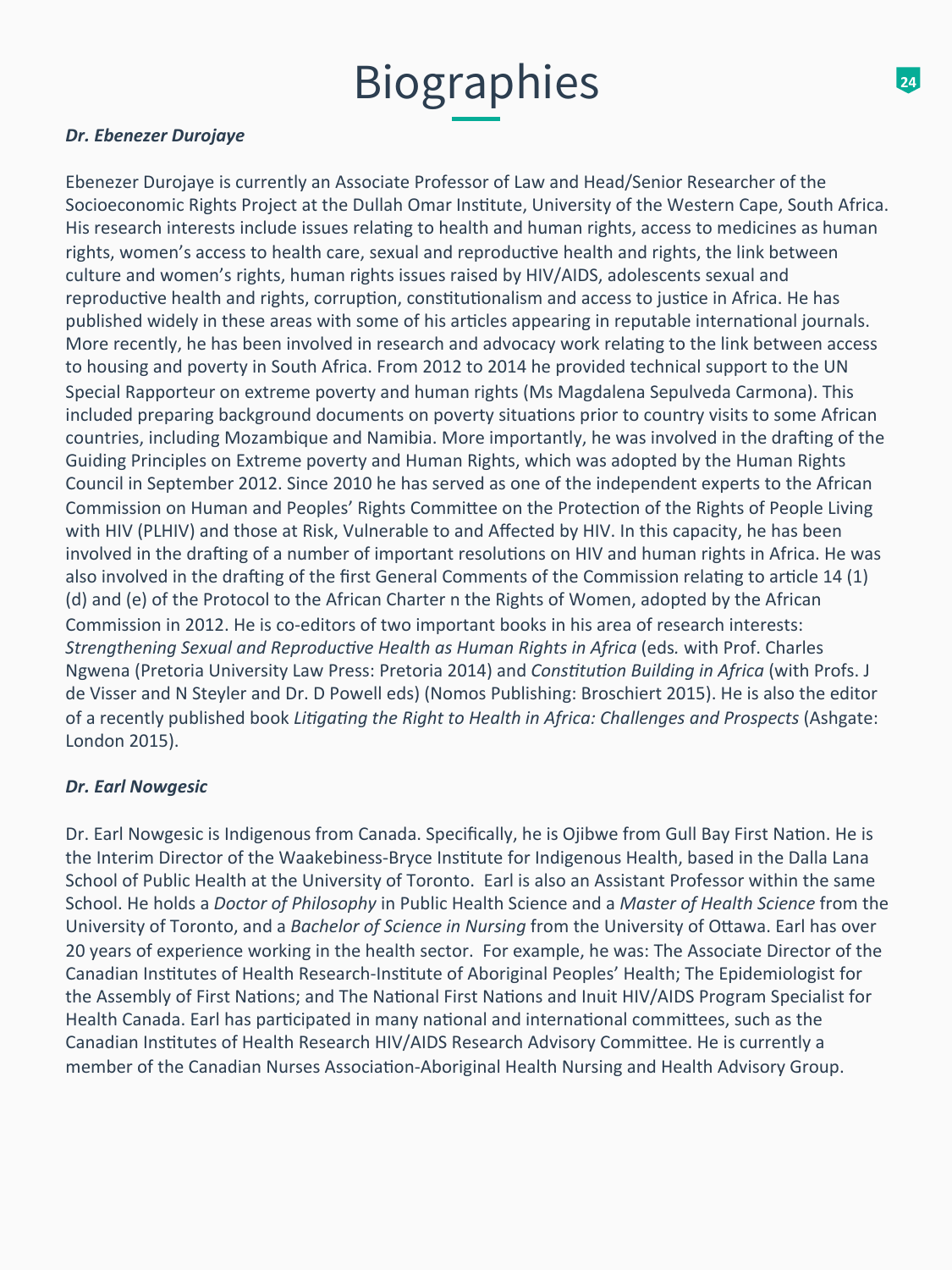# Biographies

***Dr. Ebenezer Durojaye***

Ebenezer Durojaye is currently an Associate Professor of Law and Head/Senior Researcher of the Socioeconomic Rights Project at the Dullah Omar Institute, University of the Western Cape, South Africa. His research interests include issues relating to health and human rights, access to medicines as human rights, women's access to health care, sexual and reproductive health and rights, the link between culture and women's rights, human rights issues raised by HIV/AIDS, adolescents sexual and reproductive health and rights, corruption, constitutionalism and access to justice in Africa. He has published widely in these areas with some of his articles appearing in reputable international journals. More recently, he has been involved in research and advocacy work relating to the link between access to housing and poverty in South Africa. From 2012 to 2014 he provided technical support to the UN Special Rapporteur on extreme poverty and human rights (Ms Magdalena Sepulveda Carmona). This included preparing background documents on poverty situations prior to country visits to some African countries, including Mozambique and Namibia. More importantly, he was involved in the drafting of the Guiding Principles on Extreme poverty and Human Rights, which was adopted by the Human Rights Council in September 2012. Since 2010 he has served as one of the independent experts to the African Commission on Human and Peoples' Rights Committee on the Protection of the Rights of People Living with HIV (PLHIV) and those at Risk, Vulnerable to and Affected by HIV. In this capacity, he has been involved in the drafting of a number of important resolutions on HIV and human rights in Africa. He was also involved in the drafting of the first General Comments of the Commission relating to article 14 (1) (d) and (e) of the Protocol to the African Charter n the Rights of Women, adopted by the African Commission in 2012. He is co-editors of two important books in his area of research interests: *Strengthening Sexual and Reproductive Health as Human Rights in Africa* (eds. with Prof. Charles Ngwena (Pretoria University Law Press: Pretoria 2014) and *Constitution Building in Africa* (with Profs. J de Visser and N Steyler and Dr. D Powell eds) (Nomos Publishing: Broschiert 2015). He is also the editor of a recently published book *Litigating the Right to Health in Africa: Challenges and Prospects* (Ashgate: London 2015).

***Dr. Earl Nowgesic***

Dr. Earl Nowgesic is Indigenous from Canada. Specifically, he is Ojibwe from Gull Bay First Nation. He is the Interim Director of the Waakebiness-Bryce Institute for Indigenous Health, based in the Dalla Lana School of Public Health at the University of Toronto. Earl is also an Assistant Professor within the same School. He holds a *Doctor of Philosophy* in Public Health Science and a *Master of Health Science* from the University of Toronto, and a *Bachelor of Science in Nursing* from the University of Ottawa. Earl has over 20 years of experience working in the health sector. For example, he was: The Associate Director of the Canadian Institutes of Health Research-Institute of Aboriginal Peoples' Health; The Epidemiologist for the Assembly of First Nations; and The National First Nations and Inuit HIV/AIDS Program Specialist for Health Canada. Earl has participated in many national and international committees, such as the Canadian Institutes of Health Research HIV/AIDS Research Advisory Committee. He is currently a member of the Canadian Nurses Association-Aboriginal Health Nursing and Health Advisory Group.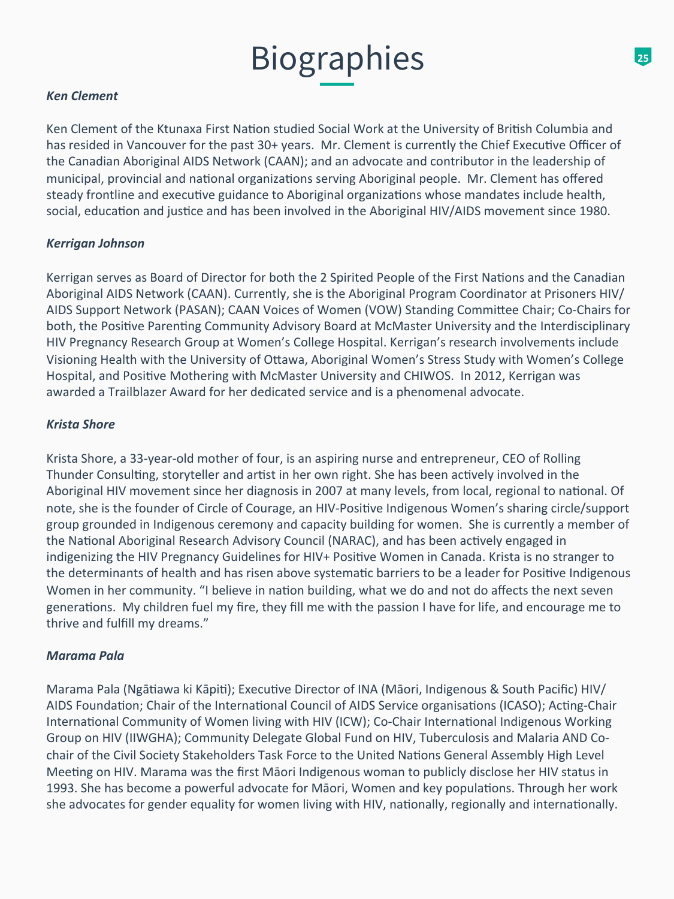# Biographies

***Ken Clement***

Ken Clement of the Ktunaxa First Nation studied Social Work at the University of British Columbia and has resided in Vancouver for the past 30+ years. Mr. Clement is currently the Chief Executive Officer of the Canadian Aboriginal AIDS Network (CAAN); and an advocate and contributor in the leadership of municipal, provincial and national organizations serving Aboriginal people. Mr. Clement has offered steady frontline and executive guidance to Aboriginal organizations whose mandates include health, social, education and justice and has been involved in the Aboriginal HIV/AIDS movement since 1980.

***Kerrigan Johnson***

Kerrigan serves as Board of Director for both the 2 Spirited People of the First Nations and the Canadian Aboriginal AIDS Network (CAAN). Currently, she is the Aboriginal Program Coordinator at Prisoners HIV/AIDS Support Network (PASAN); CAAN Voices of Women (VOW) Standing Committee Chair; Co-Chairs for both, the Positive Parenting Community Advisory Board at McMaster University and the Interdisciplinary HIV Pregnancy Research Group at Women's College Hospital. Kerrigan's research involvements include Visioning Health with the University of Ottawa, Aboriginal Women's Stress Study with Women's College Hospital, and Positive Mothering with McMaster University and CHIWOS. In 2012, Kerrigan was awarded a Trailblazer Award for her dedicated service and is a phenomenal advocate.

***Krista Shore***

Krista Shore, a 33-year-old mother of four, is an aspiring nurse and entrepreneur, CEO of Rolling Thunder Consulting, storyteller and artist in her own right. She has been actively involved in the Aboriginal HIV movement since her diagnosis in 2007 at many levels, from local, regional to national. Of note, she is the founder of Circle of Courage, an HIV-Positive Indigenous Women's sharing circle/support group grounded in Indigenous ceremony and capacity building for women. She is currently a member of the National Aboriginal Research Advisory Council (NARAC), and has been actively engaged in indigenizing the HIV Pregnancy Guidelines for HIV+ Positive Women in Canada. Krista is no stranger to the determinants of health and has risen above systematic barriers to be a leader for Positive Indigenous Women in her community. "I believe in nation building, what we do and not do affects the next seven generations. My children fuel my fire, they fill me with the passion I have for life, and encourage me to thrive and fulfill my dreams."

***Marama Pala***

Marama Pala (Ngātiawa ki Kāpiti); Executive Director of INA (Māori, Indigenous & South Pacific) HIV/AIDS Foundation; Chair of the International Council of AIDS Service organisations (ICASO); Acting-Chair International Community of Women living with HIV (ICW); Co-Chair International Indigenous Working Group on HIV (IIWGHA); Community Delegate Global Fund on HIV, Tuberculosis and Malaria AND Co-chair of the Civil Society Stakeholders Task Force to the United Nations General Assembly High Level Meeting on HIV. Marama was the first Māori Indigenous woman to publicly disclose her HIV status in 1993. She has become a powerful advocate for Māori, Women and key populations. Through her work she advocates for gender equality for women living with HIV, nationally, regionally and internationally.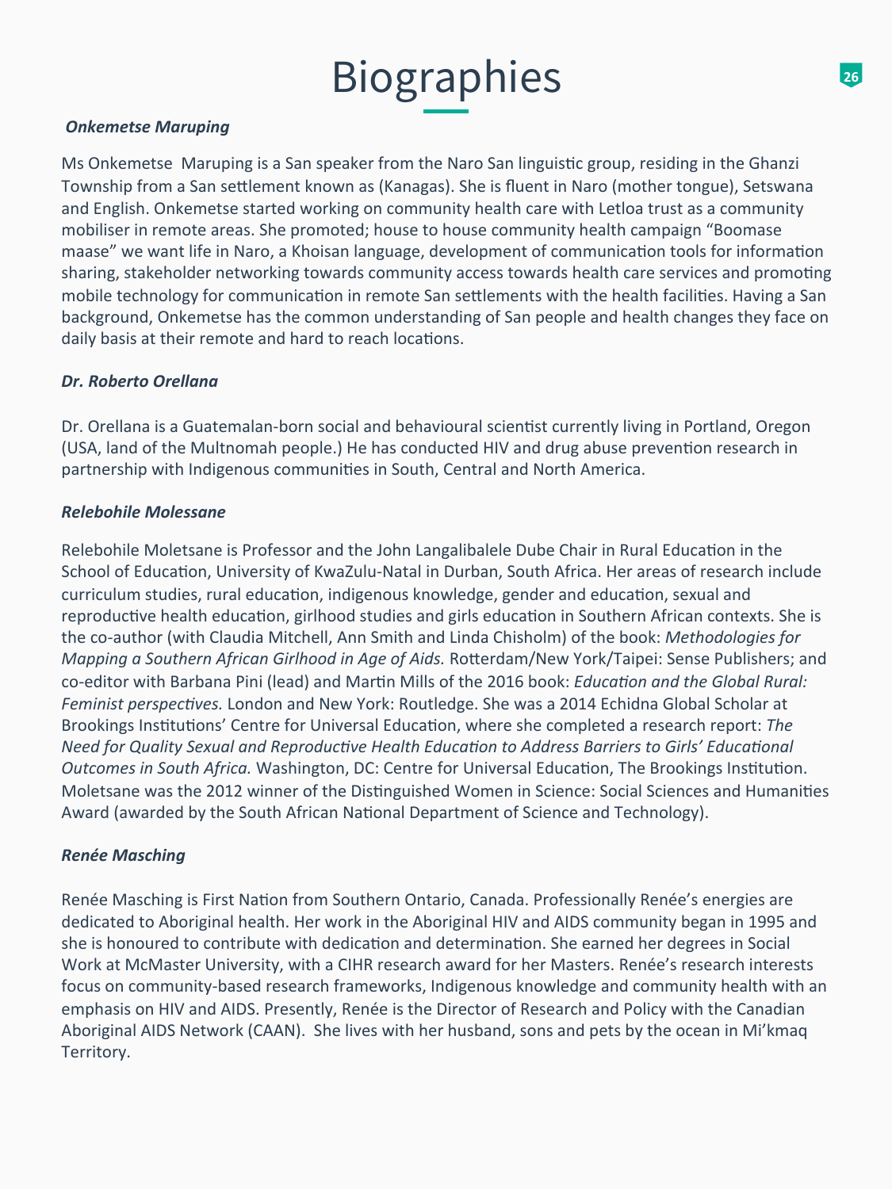# Biographies

***Onkemetse Maruping***

Ms Onkemetse Maruping is a San speaker from the Naro San linguistic group, residing in the Ghanzi Township from a San settlement known as (Kanagas). She is fluent in Naro (mother tongue), Setswana and English. Onkemetse started working on community health care with Letloa trust as a community mobiliser in remote areas. She promoted; house to house community health campaign "Boomase maase" we want life in Naro, a Khoisan language, development of communication tools for information sharing, stakeholder networking towards community access towards health care services and promoting mobile technology for communication in remote San settlements with the health facilities. Having a San background, Onkemetse has the common understanding of San people and health changes they face on daily basis at their remote and hard to reach locations.

***Dr. Roberto Orellana***

Dr. Orellana is a Guatemalan-born social and behavioural scientist currently living in Portland, Oregon (USA, land of the Multnomah people.) He has conducted HIV and drug abuse prevention research in partnership with Indigenous communities in South, Central and North America.

***Relebohile Molessane***

Relebohile Moletsane is Professor and the John Langalibalele Dube Chair in Rural Education in the School of Education, University of KwaZulu-Natal in Durban, South Africa. Her areas of research include curriculum studies, rural education, indigenous knowledge, gender and education, sexual and reproductive health education, girlhood studies and girls education in Southern African contexts. She is the co-author (with Claudia Mitchell, Ann Smith and Linda Chisholm) of the book: *Methodologies for Mapping a Southern African Girlhood in Age of Aids.* Rotterdam/New York/Taipei: Sense Publishers; and co-editor with Barbana Pini (lead) and Martin Mills of the 2016 book: *Education and the Global Rural: Feminist perspectives.* London and New York: Routledge. She was a 2014 Echidna Global Scholar at Brookings Institutions' Centre for Universal Education, where she completed a research report: *The Need for Quality Sexual and Reproductive Health Education to Address Barriers to Girls' Educational Outcomes in South Africa.* Washington, DC: Centre for Universal Education, The Brookings Institution. Moletsane was the 2012 winner of the Distinguished Women in Science: Social Sciences and Humanities Award (awarded by the South African National Department of Science and Technology).

***Renée Masching***

Renée Masching is First Nation from Southern Ontario, Canada. Professionally Renée's energies are dedicated to Aboriginal health. Her work in the Aboriginal HIV and AIDS community began in 1995 and she is honoured to contribute with dedication and determination. She earned her degrees in Social Work at McMaster University, with a CIHR research award for her Masters. Renée's research interests focus on community-based research frameworks, Indigenous knowledge and community health with an emphasis on HIV and AIDS. Presently, Renée is the Director of Research and Policy with the Canadian Aboriginal AIDS Network (CAAN). She lives with her husband, sons and pets by the ocean in Mi'kmaq Territory.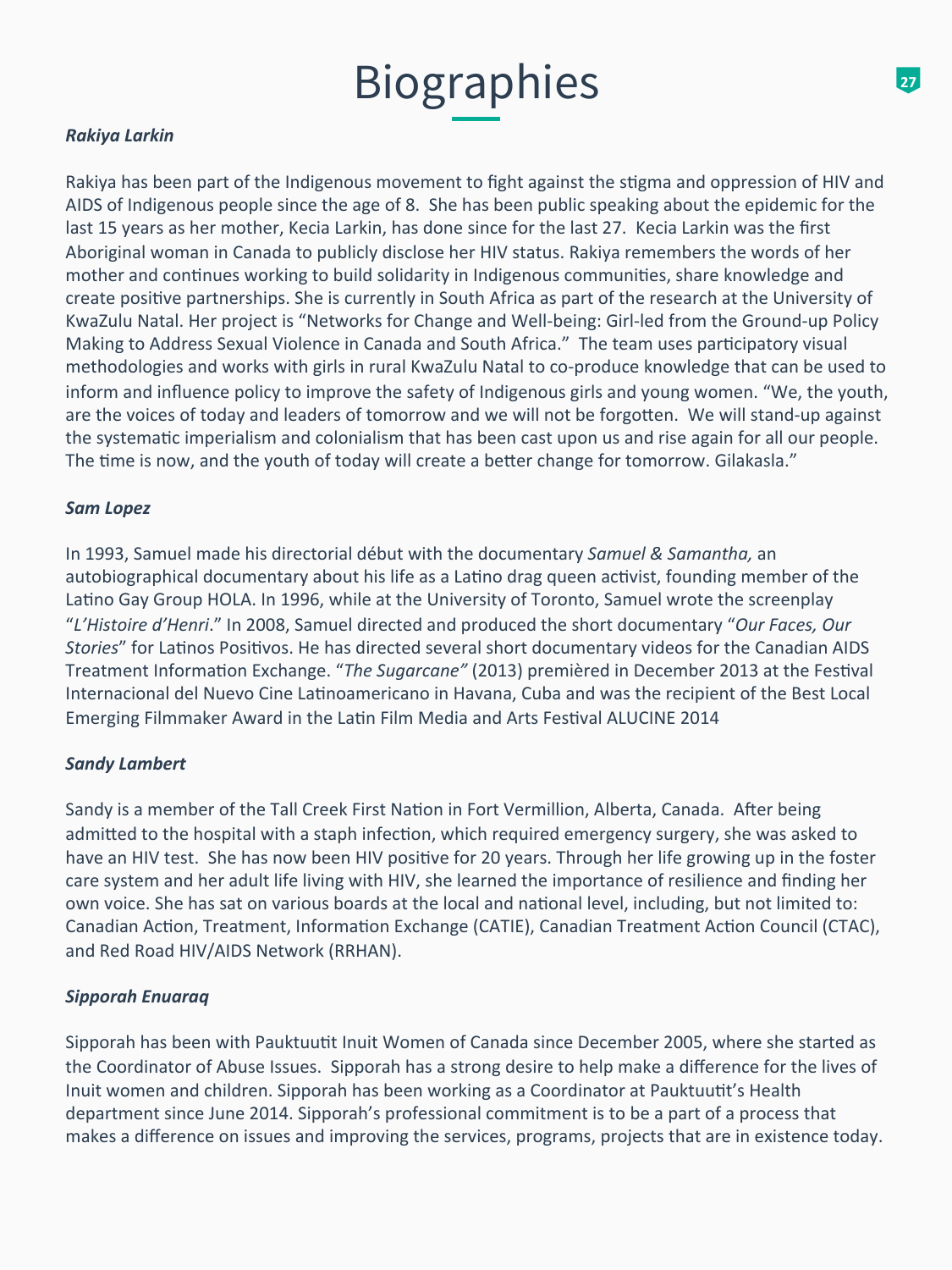# Biographies

***Rakiya Larkin***

Rakiya has been part of the Indigenous movement to fight against the stigma and oppression of HIV and AIDS of Indigenous people since the age of 8. She has been public speaking about the epidemic for the last 15 years as her mother, Kecia Larkin, has done since for the last 27. Kecia Larkin was the first Aboriginal woman in Canada to publicly disclose her HIV status. Rakiya remembers the words of her mother and continues working to build solidarity in Indigenous communities, share knowledge and create positive partnerships. She is currently in South Africa as part of the research at the University of KwaZulu Natal. Her project is "Networks for Change and Well-being: Girl-led from the Ground-up Policy Making to Address Sexual Violence in Canada and South Africa." The team uses participatory visual methodologies and works with girls in rural KwaZulu Natal to co-produce knowledge that can be used to inform and influence policy to improve the safety of Indigenous girls and young women. "We, the youth, are the voices of today and leaders of tomorrow and we will not be forgotten. We will stand-up against the systematic imperialism and colonialism that has been cast upon us and rise again for all our people. The time is now, and the youth of today will create a better change for tomorrow. Gilakasla."

***Sam Lopez***

In 1993, Samuel made his directorial début with the documentary *Samuel & Samantha,* an autobiographical documentary about his life as a Latino drag queen activist, founding member of the Latino Gay Group HOLA. In 1996, while at the University of Toronto, Samuel wrote the screenplay "*L'Histoire d'Henri*." In 2008, Samuel directed and produced the short documentary "*Our Faces, Our Stories*" for Latinos Positivos. He has directed several short documentary videos for the Canadian AIDS Treatment Information Exchange. "*The Sugarcane"* (2013) premièred in December 2013 at the Festival Internacional del Nuevo Cine Latinoamericano in Havana, Cuba and was the recipient of the Best Local Emerging Filmmaker Award in the Latin Film Media and Arts Festival ALUCINE 2014

***Sandy Lambert***

Sandy is a member of the Tall Creek First Nation in Fort Vermillion, Alberta, Canada. After being admitted to the hospital with a staph infection, which required emergency surgery, she was asked to have an HIV test. She has now been HIV positive for 20 years. Through her life growing up in the foster care system and her adult life living with HIV, she learned the importance of resilience and finding her own voice. She has sat on various boards at the local and national level, including, but not limited to: Canadian Action, Treatment, Information Exchange (CATIE), Canadian Treatment Action Council (CTAC), and Red Road HIV/AIDS Network (RRHAN).

***Sipporah Enuaraq***

Sipporah has been with Pauktuutit Inuit Women of Canada since December 2005, where she started as the Coordinator of Abuse Issues. Sipporah has a strong desire to help make a difference for the lives of Inuit women and children. Sipporah has been working as a Coordinator at Pauktuutit's Health department since June 2014. Sipporah's professional commitment is to be a part of a process that makes a difference on issues and improving the services, programs, projects that are in existence today.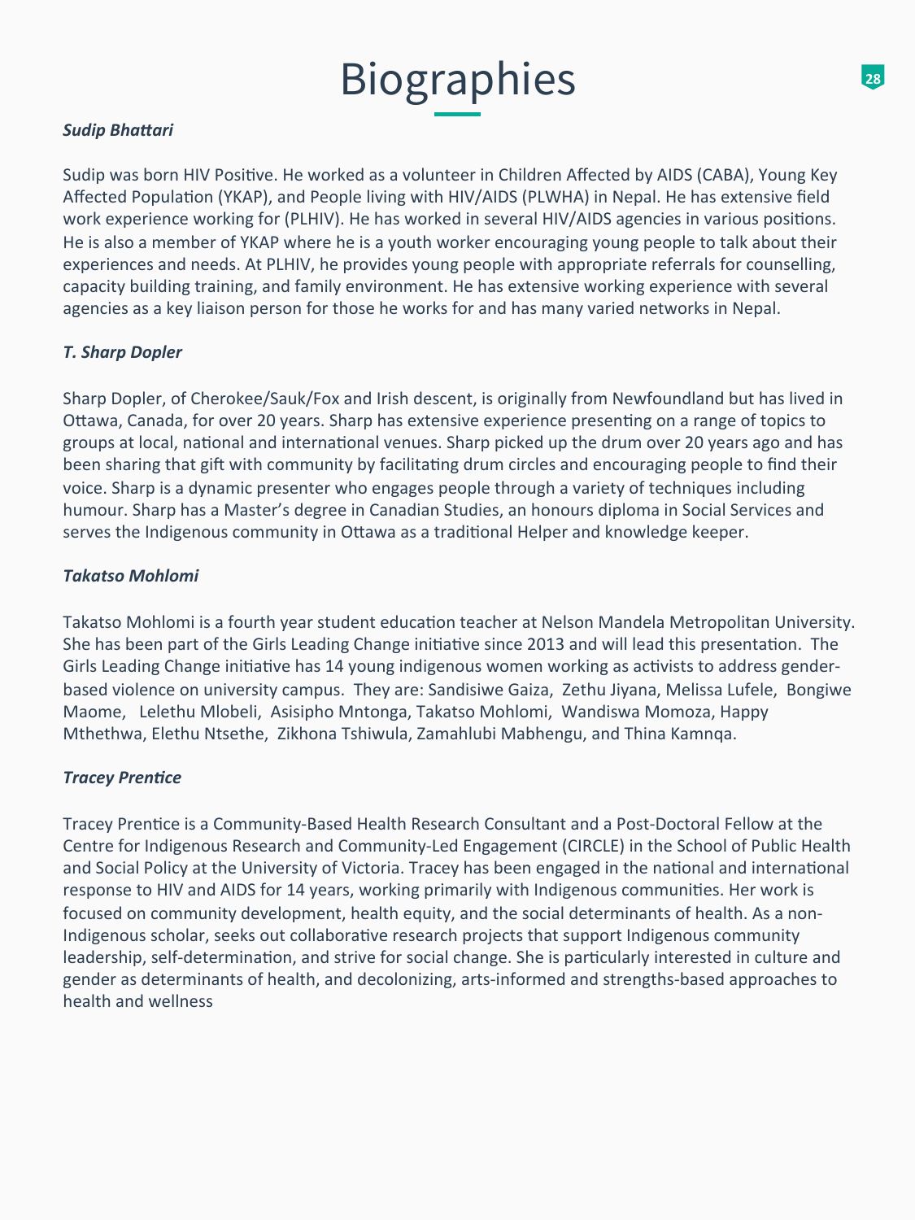# Biographies

***Sudip Bhattari***

Sudip was born HIV Positive. He worked as a volunteer in Children Affected by AIDS (CABA), Young Key Affected Population (YKAP), and People living with HIV/AIDS (PLWHA) in Nepal. He has extensive field work experience working for (PLHIV). He has worked in several HIV/AIDS agencies in various positions. He is also a member of YKAP where he is a youth worker encouraging young people to talk about their experiences and needs. At PLHIV, he provides young people with appropriate referrals for counselling, capacity building training, and family environment. He has extensive working experience with several agencies as a key liaison person for those he works for and has many varied networks in Nepal.

***T. Sharp Dopler***

Sharp Dopler, of Cherokee/Sauk/Fox and Irish descent, is originally from Newfoundland but has lived in Ottawa, Canada, for over 20 years. Sharp has extensive experience presenting on a range of topics to groups at local, national and international venues. Sharp picked up the drum over 20 years ago and has been sharing that gift with community by facilitating drum circles and encouraging people to find their voice. Sharp is a dynamic presenter who engages people through a variety of techniques including humour. Sharp has a Master's degree in Canadian Studies, an honours diploma in Social Services and serves the Indigenous community in Ottawa as a traditional Helper and knowledge keeper.

***Takatso Mohlomi***

Takatso Mohlomi is a fourth year student education teacher at Nelson Mandela Metropolitan University. She has been part of the Girls Leading Change initiative since 2013 and will lead this presentation. The Girls Leading Change initiative has 14 young indigenous women working as activists to address gender-based violence on university campus. They are: Sandisiwe Gaiza, Zethu Jiyana, Melissa Lufele, Bongiwe Maome, Lelethu Mlobeli, Asisipho Mntonga, Takatso Mohlomi, Wandiswa Momoza, Happy Mthethwa, Elethu Ntsethe, Zikhona Tshiwula, Zamahlubi Mabhengu, and Thina Kamnqa.

***Tracey Prentice***

Tracey Prentice is a Community-Based Health Research Consultant and a Post-Doctoral Fellow at the Centre for Indigenous Research and Community-Led Engagement (CIRCLE) in the School of Public Health and Social Policy at the University of Victoria. Tracey has been engaged in the national and international response to HIV and AIDS for 14 years, working primarily with Indigenous communities. Her work is focused on community development, health equity, and the social determinants of health. As a non-Indigenous scholar, seeks out collaborative research projects that support Indigenous community leadership, self-determination, and strive for social change. She is particularly interested in culture and gender as determinants of health, and decolonizing, arts-informed and strengths-based approaches to health and wellness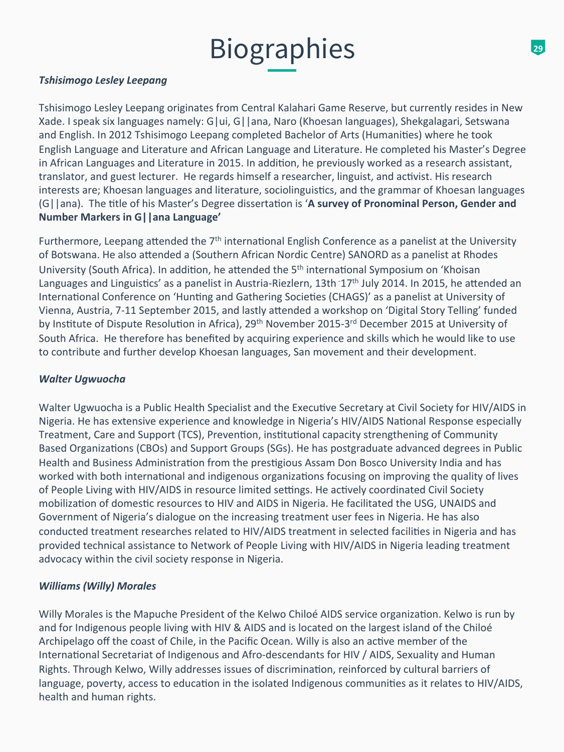# Biographies

***Tshisimogo Lesley Leepang***

Tshisimogo Lesley Leepang originates from Central Kalahari Game Reserve, but currently resides in New Xade. I speak six languages namely: G|ui, G||ana, Naro (Khoesan languages), Shekgalagari, Setswana and English. In 2012 Tshisimogo Leepang completed Bachelor of Arts (Humanities) where he took English Language and Literature and African Language and Literature. He completed his Master's Degree in African Languages and Literature in 2015. In addition, he previously worked as a research assistant, translator, and guest lecturer. He regards himself a researcher, linguist, and activist. His research interests are; Khoesan languages and literature, sociolinguistics, and the grammar of Khoesan languages (G||ana). The title of his Master's Degree dissertation is '**A survey of Pronominal Person, Gender and Number Markers in G||ana Language'**

Furthermore, Leepang attended the 7th international English Conference as a panelist at the University of Botswana. He also attended a (Southern African Nordic Centre) SANORD as a panelist at Rhodes University (South Africa). In addition, he attended the 5th international Symposium on 'Khoisan Languages and Linguistics' as a panelist in Austria-Riezlern, 13th -17th July 2014. In 2015, he attended an International Conference on 'Hunting and Gathering Societies (CHAGS)' as a panelist at University of Vienna, Austria, 7-11 September 2015, and lastly attended a workshop on 'Digital Story Telling' funded by Institute of Dispute Resolution in Africa), 29th November 2015-3rd December 2015 at University of South Africa. He therefore has benefited by acquiring experience and skills which he would like to use to contribute and further develop Khoesan languages, San movement and their development.

***Walter Ugwuocha***

Walter Ugwuocha is a Public Health Specialist and the Executive Secretary at Civil Society for HIV/AIDS in Nigeria. He has extensive experience and knowledge in Nigeria's HIV/AIDS National Response especially Treatment, Care and Support (TCS), Prevention, institutional capacity strengthening of Community Based Organizations (CBOs) and Support Groups (SGs). He has postgraduate advanced degrees in Public Health and Business Administration from the prestigious Assam Don Bosco University India and has worked with both international and indigenous organizations focusing on improving the quality of lives of People Living with HIV/AIDS in resource limited settings. He actively coordinated Civil Society mobilization of domestic resources to HIV and AIDS in Nigeria. He facilitated the USG, UNAIDS and Government of Nigeria's dialogue on the increasing treatment user fees in Nigeria. He has also conducted treatment researches related to HIV/AIDS treatment in selected facilities in Nigeria and has provided technical assistance to Network of People Living with HIV/AIDS in Nigeria leading treatment advocacy within the civil society response in Nigeria.

***Williams (Willy) Morales***

Willy Morales is the Mapuche President of the Kelwo Chiloé AIDS service organization. Kelwo is run by and for Indigenous people living with HIV & AIDS and is located on the largest island of the Chiloé Archipelago off the coast of Chile, in the Pacific Ocean. Willy is also an active member of the International Secretariat of Indigenous and Afro-descendants for HIV / AIDS, Sexuality and Human Rights. Through Kelwo, Willy addresses issues of discrimination, reinforced by cultural barriers of language, poverty, access to education in the isolated Indigenous communities as it relates to HIV/AIDS, health and human rights.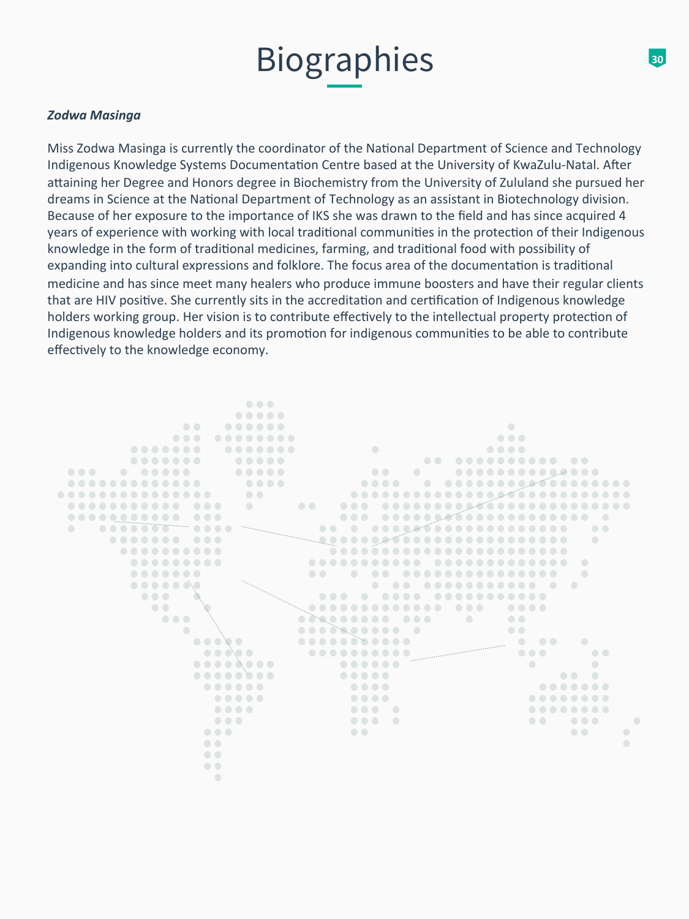# Biographies

***Zodwa Masinga***

Miss Zodwa Masinga is currently the coordinator of the National Department of Science and Technology Indigenous Knowledge Systems Documentation Centre based at the University of KwaZulu-Natal. After attaining her Degree and Honors degree in Biochemistry from the University of Zululand she pursued her dreams in Science at the National Department of Technology as an assistant in Biotechnology division. Because of her exposure to the importance of IKS she was drawn to the field and has since acquired 4 years of experience with working with local traditional communities in the protection of their Indigenous knowledge in the form of traditional medicines, farming, and traditional food with possibility of expanding into cultural expressions and folklore. The focus area of the documentation is traditional medicine and has since meet many healers who produce immune boosters and have their regular clients that are HIV positive. She currently sits in the accreditation and certification of Indigenous knowledge holders working group. Her vision is to contribute effectively to the intellectual property protection of Indigenous knowledge holders and its promotion for indigenous communities to be able to contribute effectively to the knowledge economy.